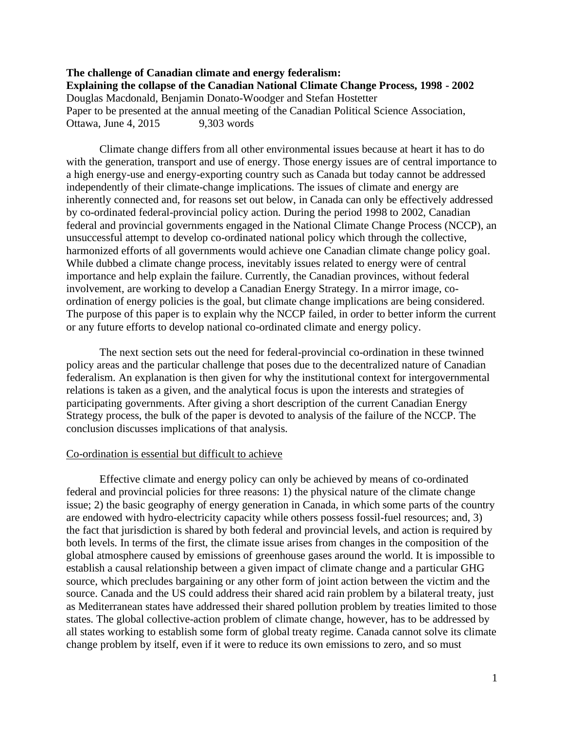**The challenge of Canadian climate and energy federalism:**
**Explaining the collapse of the Canadian National Climate Change Process, 1998 - 2002**

Douglas Macdonald, Benjamin Donato-Woodger and Stefan Hostetter

Paper to be presented at the annual meeting of the Canadian Political Science Association, Ottawa, June 4, 2015 9,303 words

Climate change differs from all other environmental issues because at heart it has to do with the generation, transport and use of energy. Those energy issues are of central importance to a high energy-use and energy-exporting country such as Canada but today cannot be addressed independently of their climate-change implications. The issues of climate and energy are inherently connected and, for reasons set out below, in Canada can only be effectively addressed by co-ordinated federal-provincial policy action. During the period 1998 to 2002, Canadian federal and provincial governments engaged in the National Climate Change Process (NCCP), an unsuccessful attempt to develop co-ordinated national policy which through the collective, harmonized efforts of all governments would achieve one Canadian climate change policy goal. While dubbed a climate change process, inevitably issues related to energy were of central importance and help explain the failure. Currently, the Canadian provinces, without federal involvement, are working to develop a Canadian Energy Strategy. In a mirror image, co-ordination of energy policies is the goal, but climate change implications are being considered. The purpose of this paper is to explain why the NCCP failed, in order to better inform the current or any future efforts to develop national co-ordinated climate and energy policy.

The next section sets out the need for federal-provincial co-ordination in these twinned policy areas and the particular challenge that poses due to the decentralized nature of Canadian federalism. An explanation is then given for why the institutional context for intergovernmental relations is taken as a given, and the analytical focus is upon the interests and strategies of participating governments. After giving a short description of the current Canadian Energy Strategy process, the bulk of the paper is devoted to analysis of the failure of the NCCP. The conclusion discusses implications of that analysis.

## Co-ordination is essential but difficult to achieve

Effective climate and energy policy can only be achieved by means of co-ordinated federal and provincial policies for three reasons: 1) the physical nature of the climate change issue; 2) the basic geography of energy generation in Canada, in which some parts of the country are endowed with hydro-electricity capacity while others possess fossil-fuel resources; and, 3) the fact that jurisdiction is shared by both federal and provincial levels, and action is required by both levels. In terms of the first, the climate issue arises from changes in the composition of the global atmosphere caused by emissions of greenhouse gases around the world. It is impossible to establish a causal relationship between a given impact of climate change and a particular GHG source, which precludes bargaining or any other form of joint action between the victim and the source. Canada and the US could address their shared acid rain problem by a bilateral treaty, just as Mediterranean states have addressed their shared pollution problem by treaties limited to those states. The global collective-action problem of climate change, however, has to be addressed by all states working to establish some form of global treaty regime. Canada cannot solve its climate change problem by itself, even if it were to reduce its own emissions to zero, and so must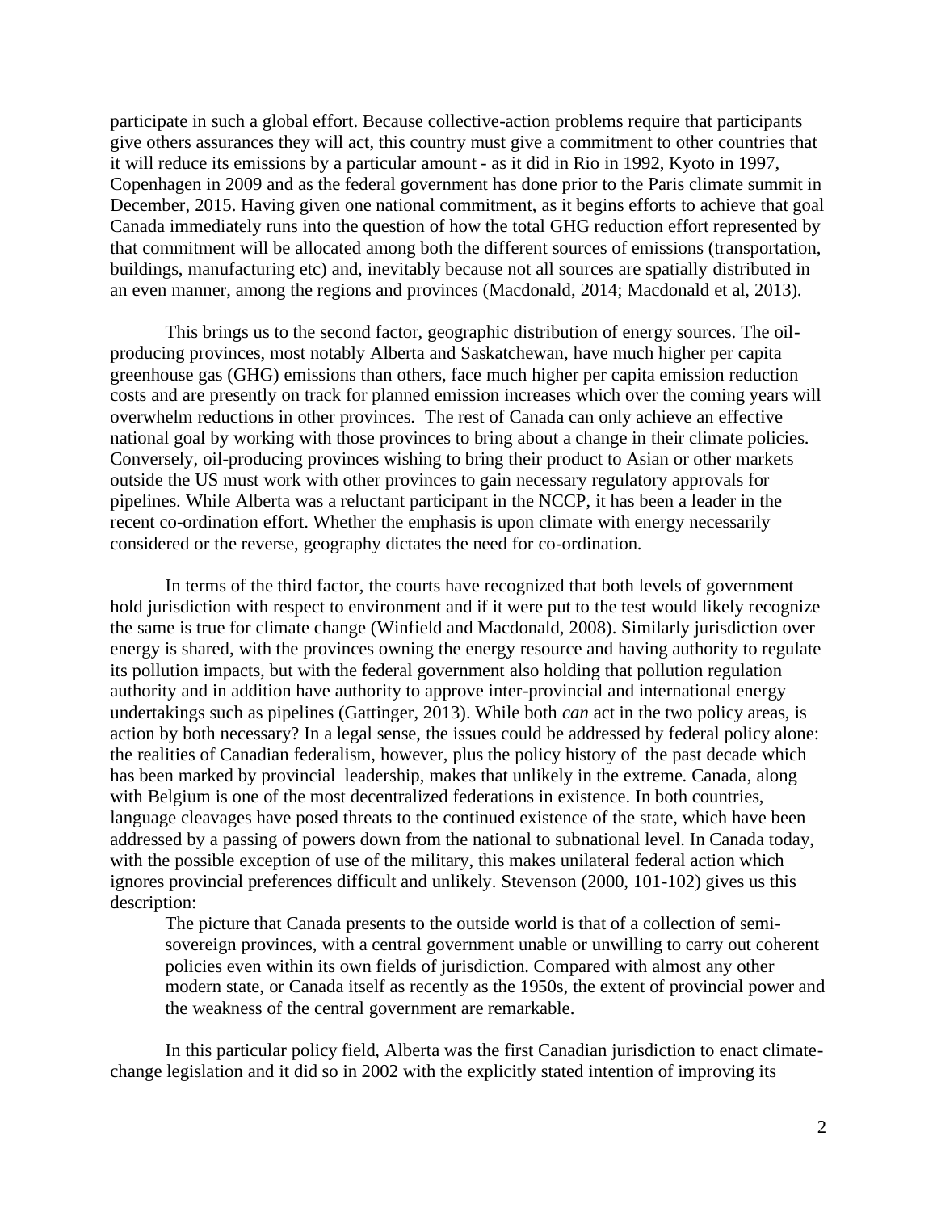participate in such a global effort. Because collective-action problems require that participants give others assurances they will act, this country must give a commitment to other countries that it will reduce its emissions by a particular amount - as it did in Rio in 1992, Kyoto in 1997, Copenhagen in 2009 and as the federal government has done prior to the Paris climate summit in December, 2015. Having given one national commitment, as it begins efforts to achieve that goal Canada immediately runs into the question of how the total GHG reduction effort represented by that commitment will be allocated among both the different sources of emissions (transportation, buildings, manufacturing etc) and, inevitably because not all sources are spatially distributed in an even manner, among the regions and provinces (Macdonald, 2014; Macdonald et al, 2013).

This brings us to the second factor, geographic distribution of energy sources. The oil-producing provinces, most notably Alberta and Saskatchewan, have much higher per capita greenhouse gas (GHG) emissions than others, face much higher per capita emission reduction costs and are presently on track for planned emission increases which over the coming years will overwhelm reductions in other provinces. The rest of Canada can only achieve an effective national goal by working with those provinces to bring about a change in their climate policies. Conversely, oil-producing provinces wishing to bring their product to Asian or other markets outside the US must work with other provinces to gain necessary regulatory approvals for pipelines. While Alberta was a reluctant participant in the NCCP, it has been a leader in the recent co-ordination effort. Whether the emphasis is upon climate with energy necessarily considered or the reverse, geography dictates the need for co-ordination.

In terms of the third factor, the courts have recognized that both levels of government hold jurisdiction with respect to environment and if it were put to the test would likely recognize the same is true for climate change (Winfield and Macdonald, 2008). Similarly jurisdiction over energy is shared, with the provinces owning the energy resource and having authority to regulate its pollution impacts, but with the federal government also holding that pollution regulation authority and in addition have authority to approve inter-provincial and international energy undertakings such as pipelines (Gattinger, 2013). While both *can* act in the two policy areas, is action by both necessary? In a legal sense, the issues could be addressed by federal policy alone: the realities of Canadian federalism, however, plus the policy history of the past decade which has been marked by provincial leadership, makes that unlikely in the extreme. Canada, along with Belgium is one of the most decentralized federations in existence. In both countries, language cleavages have posed threats to the continued existence of the state, which have been addressed by a passing of powers down from the national to subnational level. In Canada today, with the possible exception of use of the military, this makes unilateral federal action which ignores provincial preferences difficult and unlikely. Stevenson (2000, 101-102) gives us this description:

> The picture that Canada presents to the outside world is that of a collection of semi-sovereign provinces, with a central government unable or unwilling to carry out coherent policies even within its own fields of jurisdiction. Compared with almost any other modern state, or Canada itself as recently as the 1950s, the extent of provincial power and the weakness of the central government are remarkable.

In this particular policy field, Alberta was the first Canadian jurisdiction to enact climate-change legislation and it did so in 2002 with the explicitly stated intention of improving its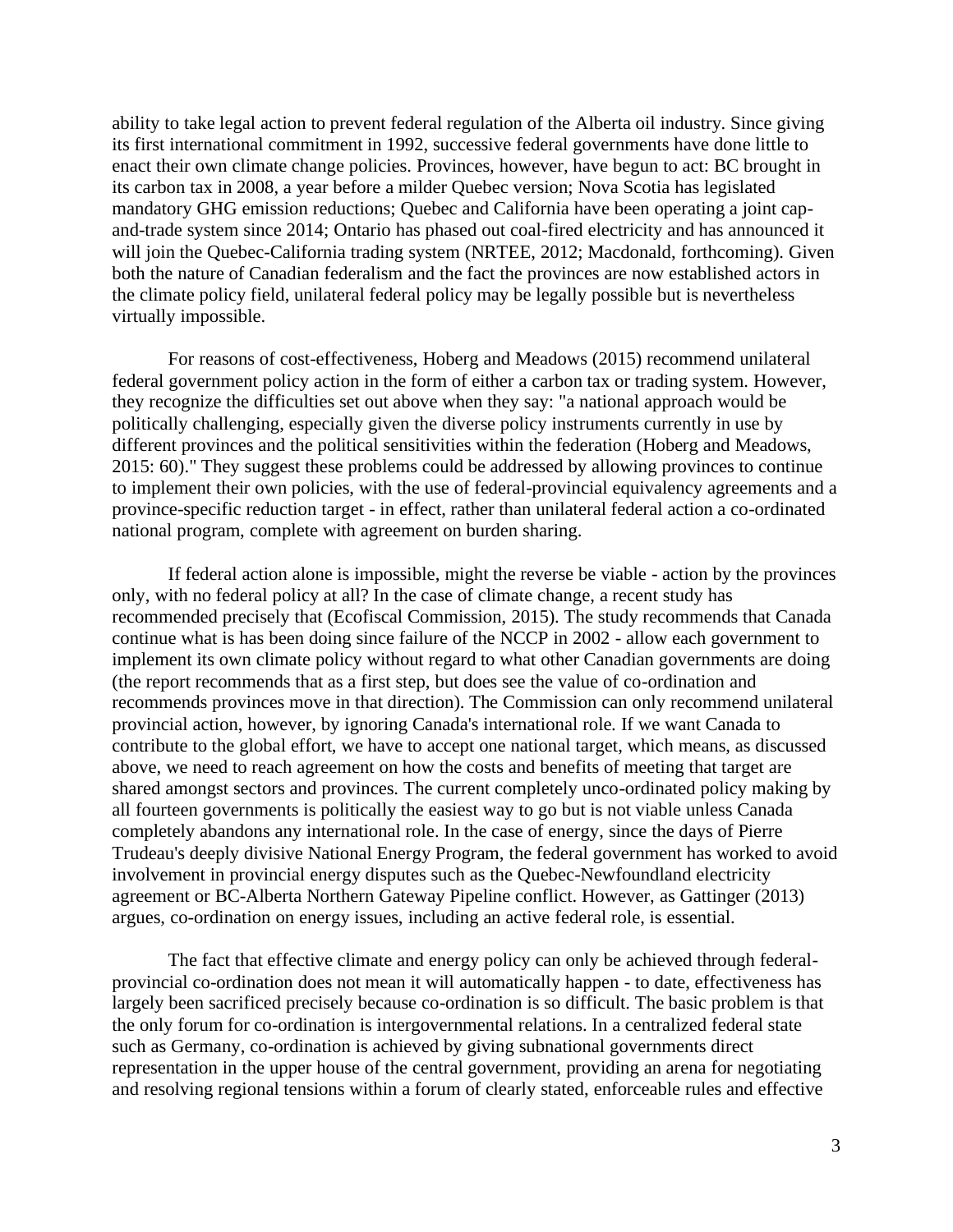ability to take legal action to prevent federal regulation of the Alberta oil industry. Since giving its first international commitment in 1992, successive federal governments have done little to enact their own climate change policies. Provinces, however, have begun to act: BC brought in its carbon tax in 2008, a year before a milder Quebec version; Nova Scotia has legislated mandatory GHG emission reductions; Quebec and California have been operating a joint cap-and-trade system since 2014; Ontario has phased out coal-fired electricity and has announced it will join the Quebec-California trading system (NRTEE, 2012; Macdonald, forthcoming). Given both the nature of Canadian federalism and the fact the provinces are now established actors in the climate policy field, unilateral federal policy may be legally possible but is nevertheless virtually impossible.

For reasons of cost-effectiveness, Hoberg and Meadows (2015) recommend unilateral federal government policy action in the form of either a carbon tax or trading system. However, they recognize the difficulties set out above when they say: "a national approach would be politically challenging, especially given the diverse policy instruments currently in use by different provinces and the political sensitivities within the federation (Hoberg and Meadows, 2015: 60)." They suggest these problems could be addressed by allowing provinces to continue to implement their own policies, with the use of federal-provincial equivalency agreements and a province-specific reduction target - in effect, rather than unilateral federal action a co-ordinated national program, complete with agreement on burden sharing.

If federal action alone is impossible, might the reverse be viable - action by the provinces only, with no federal policy at all? In the case of climate change, a recent study has recommended precisely that (Ecofiscal Commission, 2015). The study recommends that Canada continue what is has been doing since failure of the NCCP in 2002 - allow each government to implement its own climate policy without regard to what other Canadian governments are doing (the report recommends that as a first step, but does see the value of co-ordination and recommends provinces move in that direction). The Commission can only recommend unilateral provincial action, however, by ignoring Canada's international role. If we want Canada to contribute to the global effort, we have to accept one national target, which means, as discussed above, we need to reach agreement on how the costs and benefits of meeting that target are shared amongst sectors and provinces. The current completely unco-ordinated policy making by all fourteen governments is politically the easiest way to go but is not viable unless Canada completely abandons any international role. In the case of energy, since the days of Pierre Trudeau's deeply divisive National Energy Program, the federal government has worked to avoid involvement in provincial energy disputes such as the Quebec-Newfoundland electricity agreement or BC-Alberta Northern Gateway Pipeline conflict. However, as Gattinger (2013) argues, co-ordination on energy issues, including an active federal role, is essential.

The fact that effective climate and energy policy can only be achieved through federal-provincial co-ordination does not mean it will automatically happen - to date, effectiveness has largely been sacrificed precisely because co-ordination is so difficult. The basic problem is that the only forum for co-ordination is intergovernmental relations. In a centralized federal state such as Germany, co-ordination is achieved by giving subnational governments direct representation in the upper house of the central government, providing an arena for negotiating and resolving regional tensions within a forum of clearly stated, enforceable rules and effective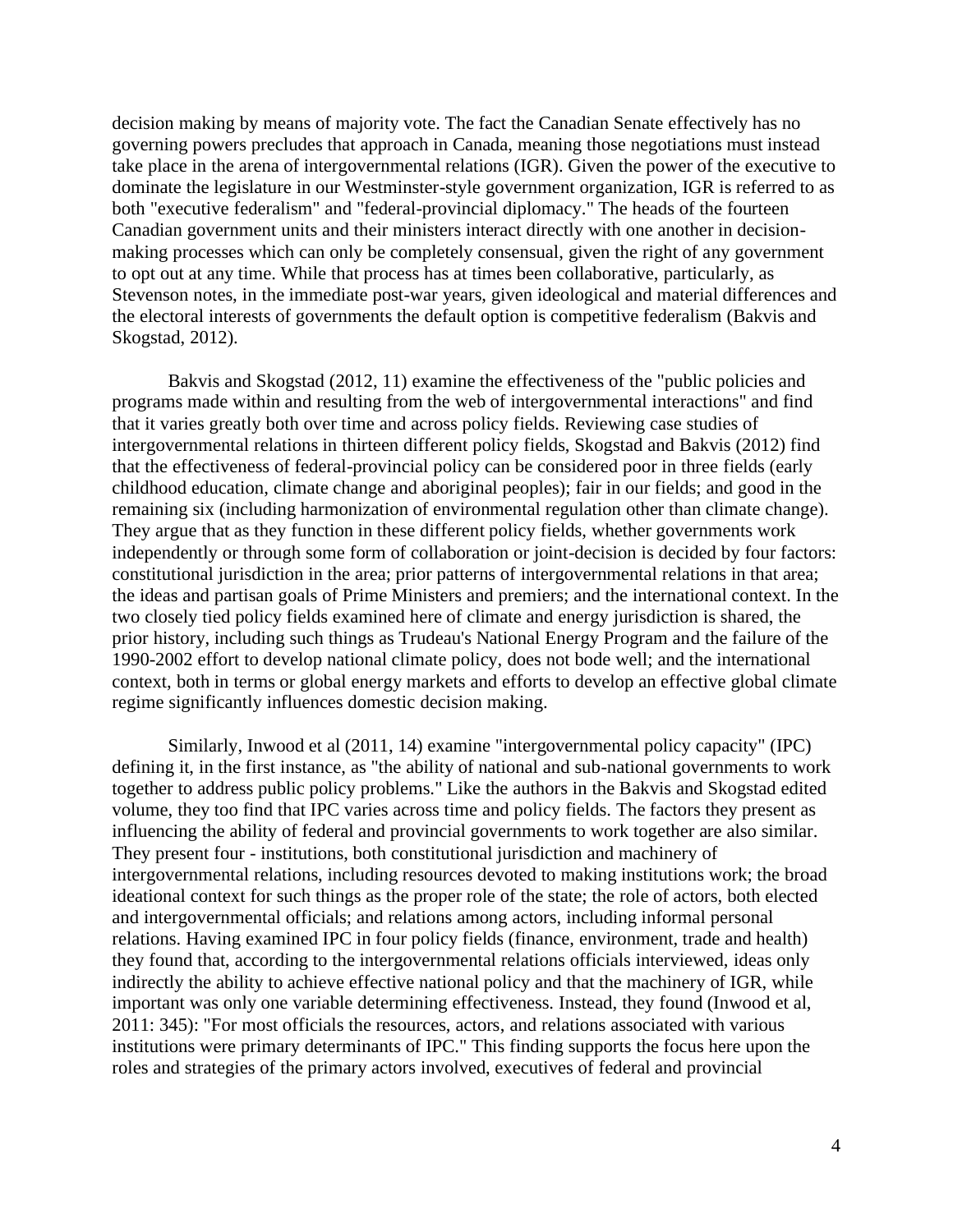decision making by means of majority vote. The fact the Canadian Senate effectively has no governing powers precludes that approach in Canada, meaning those negotiations must instead take place in the arena of intergovernmental relations (IGR). Given the power of the executive to dominate the legislature in our Westminster-style government organization, IGR is referred to as both "executive federalism" and "federal-provincial diplomacy." The heads of the fourteen Canadian government units and their ministers interact directly with one another in decision-making processes which can only be completely consensual, given the right of any government to opt out at any time. While that process has at times been collaborative, particularly, as Stevenson notes, in the immediate post-war years, given ideological and material differences and the electoral interests of governments the default option is competitive federalism (Bakvis and Skogstad, 2012).

Bakvis and Skogstad (2012, 11) examine the effectiveness of the "public policies and programs made within and resulting from the web of intergovernmental interactions" and find that it varies greatly both over time and across policy fields. Reviewing case studies of intergovernmental relations in thirteen different policy fields, Skogstad and Bakvis (2012) find that the effectiveness of federal-provincial policy can be considered poor in three fields (early childhood education, climate change and aboriginal peoples); fair in our fields; and good in the remaining six (including harmonization of environmental regulation other than climate change). They argue that as they function in these different policy fields, whether governments work independently or through some form of collaboration or joint-decision is decided by four factors: constitutional jurisdiction in the area; prior patterns of intergovernmental relations in that area; the ideas and partisan goals of Prime Ministers and premiers; and the international context. In the two closely tied policy fields examined here of climate and energy jurisdiction is shared, the prior history, including such things as Trudeau's National Energy Program and the failure of the 1990-2002 effort to develop national climate policy, does not bode well; and the international context, both in terms or global energy markets and efforts to develop an effective global climate regime significantly influences domestic decision making.

Similarly, Inwood et al (2011, 14) examine "intergovernmental policy capacity" (IPC) defining it, in the first instance, as "the ability of national and sub-national governments to work together to address public policy problems." Like the authors in the Bakvis and Skogstad edited volume, they too find that IPC varies across time and policy fields. The factors they present as influencing the ability of federal and provincial governments to work together are also similar. They present four - institutions, both constitutional jurisdiction and machinery of intergovernmental relations, including resources devoted to making institutions work; the broad ideational context for such things as the proper role of the state; the role of actors, both elected and intergovernmental officials; and relations among actors, including informal personal relations. Having examined IPC in four policy fields (finance, environment, trade and health) they found that, according to the intergovernmental relations officials interviewed, ideas only indirectly the ability to achieve effective national policy and that the machinery of IGR, while important was only one variable determining effectiveness. Instead, they found (Inwood et al, 2011: 345): "For most officials the resources, actors, and relations associated with various institutions were primary determinants of IPC." This finding supports the focus here upon the roles and strategies of the primary actors involved, executives of federal and provincial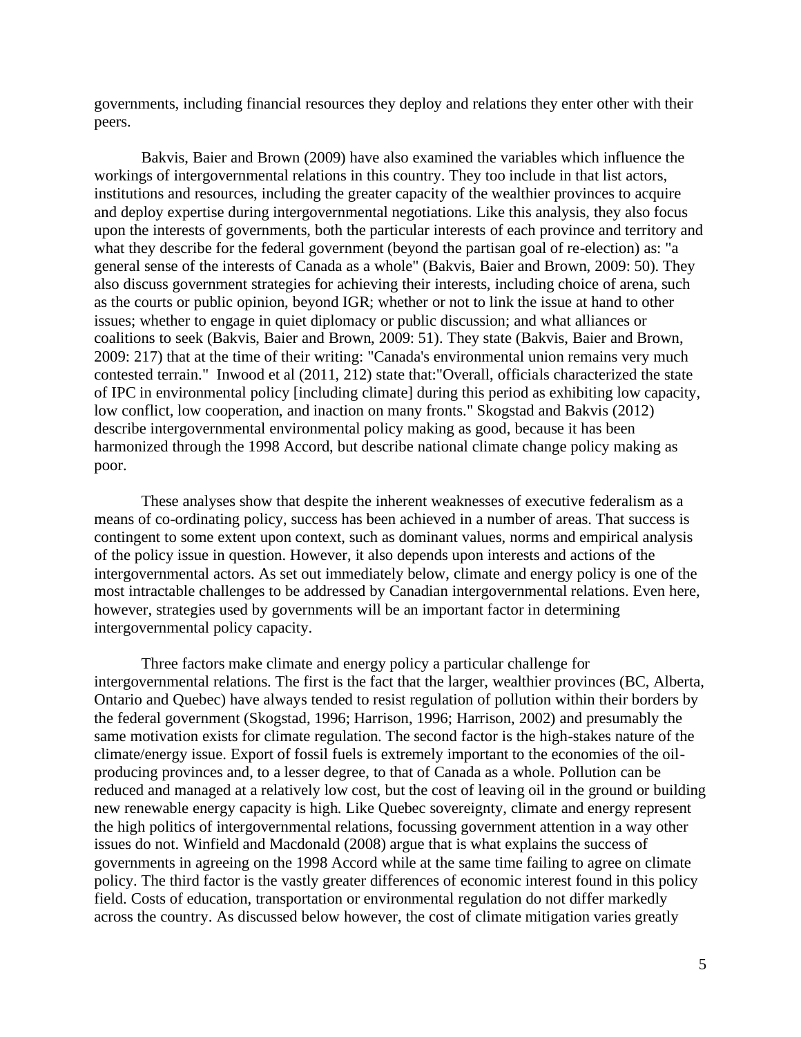governments, including financial resources they deploy and relations they enter other with their peers.

Bakvis, Baier and Brown (2009) have also examined the variables which influence the workings of intergovernmental relations in this country. They too include in that list actors, institutions and resources, including the greater capacity of the wealthier provinces to acquire and deploy expertise during intergovernmental negotiations. Like this analysis, they also focus upon the interests of governments, both the particular interests of each province and territory and what they describe for the federal government (beyond the partisan goal of re-election) as: "a general sense of the interests of Canada as a whole" (Bakvis, Baier and Brown, 2009: 50). They also discuss government strategies for achieving their interests, including choice of arena, such as the courts or public opinion, beyond IGR; whether or not to link the issue at hand to other issues; whether to engage in quiet diplomacy or public discussion; and what alliances or coalitions to seek (Bakvis, Baier and Brown, 2009: 51). They state (Bakvis, Baier and Brown, 2009: 217) that at the time of their writing: "Canada's environmental union remains very much contested terrain." Inwood et al (2011, 212) state that:"Overall, officials characterized the state of IPC in environmental policy [including climate] during this period as exhibiting low capacity, low conflict, low cooperation, and inaction on many fronts." Skogstad and Bakvis (2012) describe intergovernmental environmental policy making as good, because it has been harmonized through the 1998 Accord, but describe national climate change policy making as poor.

These analyses show that despite the inherent weaknesses of executive federalism as a means of co-ordinating policy, success has been achieved in a number of areas. That success is contingent to some extent upon context, such as dominant values, norms and empirical analysis of the policy issue in question. However, it also depends upon interests and actions of the intergovernmental actors. As set out immediately below, climate and energy policy is one of the most intractable challenges to be addressed by Canadian intergovernmental relations. Even here, however, strategies used by governments will be an important factor in determining intergovernmental policy capacity.

Three factors make climate and energy policy a particular challenge for intergovernmental relations. The first is the fact that the larger, wealthier provinces (BC, Alberta, Ontario and Quebec) have always tended to resist regulation of pollution within their borders by the federal government (Skogstad, 1996; Harrison, 1996; Harrison, 2002) and presumably the same motivation exists for climate regulation. The second factor is the high-stakes nature of the climate/energy issue. Export of fossil fuels is extremely important to the economies of the oil-producing provinces and, to a lesser degree, to that of Canada as a whole. Pollution can be reduced and managed at a relatively low cost, but the cost of leaving oil in the ground or building new renewable energy capacity is high. Like Quebec sovereignty, climate and energy represent the high politics of intergovernmental relations, focussing government attention in a way other issues do not. Winfield and Macdonald (2008) argue that is what explains the success of governments in agreeing on the 1998 Accord while at the same time failing to agree on climate policy. The third factor is the vastly greater differences of economic interest found in this policy field. Costs of education, transportation or environmental regulation do not differ markedly across the country. As discussed below however, the cost of climate mitigation varies greatly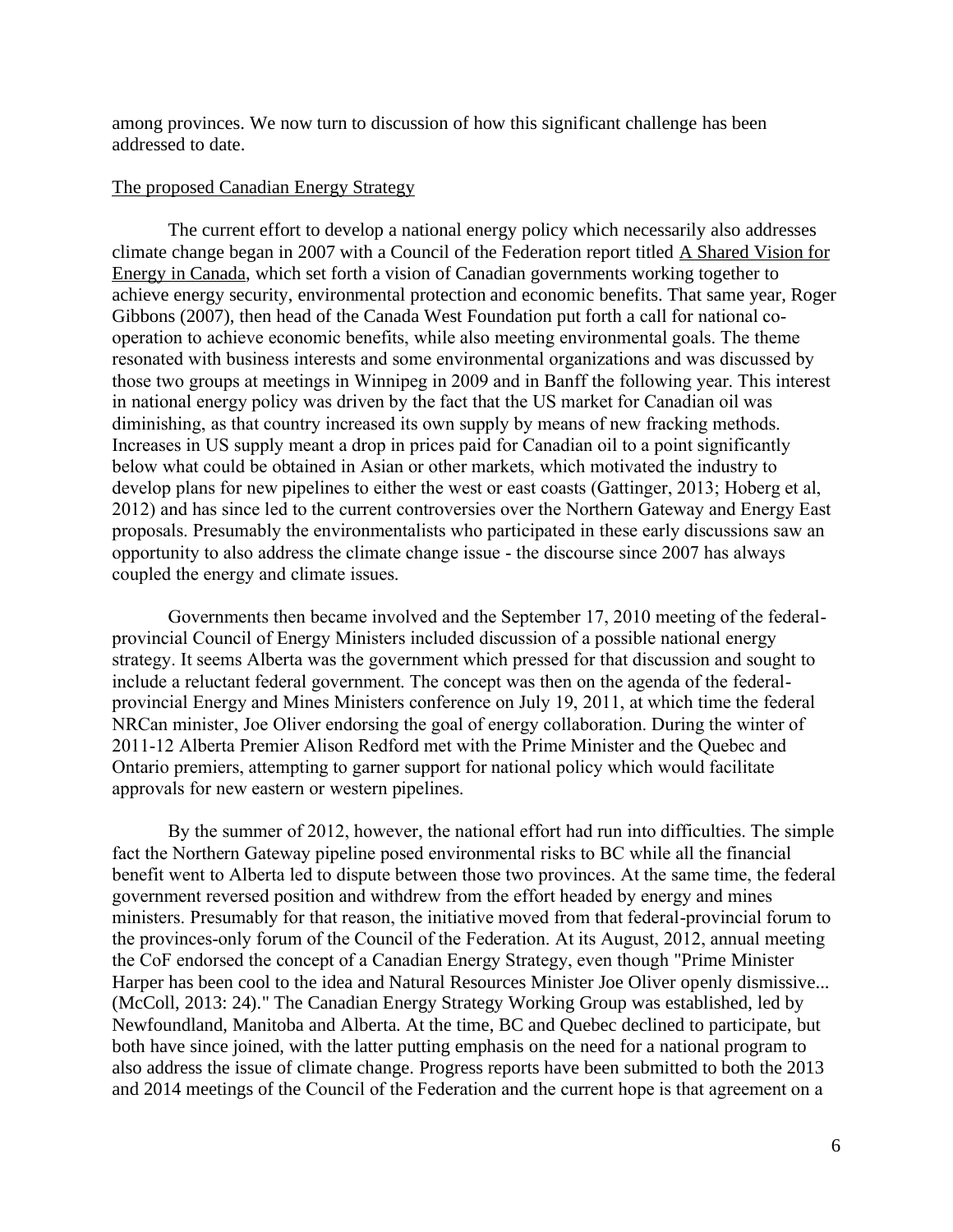among provinces. We now turn to discussion of how this significant challenge has been addressed to date.

## The proposed Canadian Energy Strategy

The current effort to develop a national energy policy which necessarily also addresses climate change began in 2007 with a Council of the Federation report titled A Shared Vision for Energy in Canada, which set forth a vision of Canadian governments working together to achieve energy security, environmental protection and economic benefits. That same year, Roger Gibbons (2007), then head of the Canada West Foundation put forth a call for national co-operation to achieve economic benefits, while also meeting environmental goals. The theme resonated with business interests and some environmental organizations and was discussed by those two groups at meetings in Winnipeg in 2009 and in Banff the following year. This interest in national energy policy was driven by the fact that the US market for Canadian oil was diminishing, as that country increased its own supply by means of new fracking methods. Increases in US supply meant a drop in prices paid for Canadian oil to a point significantly below what could be obtained in Asian or other markets, which motivated the industry to develop plans for new pipelines to either the west or east coasts (Gattinger, 2013; Hoberg et al, 2012) and has since led to the current controversies over the Northern Gateway and Energy East proposals. Presumably the environmentalists who participated in these early discussions saw an opportunity to also address the climate change issue - the discourse since 2007 has always coupled the energy and climate issues.

Governments then became involved and the September 17, 2010 meeting of the federal-provincial Council of Energy Ministers included discussion of a possible national energy strategy. It seems Alberta was the government which pressed for that discussion and sought to include a reluctant federal government. The concept was then on the agenda of the federal-provincial Energy and Mines Ministers conference on July 19, 2011, at which time the federal NRCan minister, Joe Oliver endorsing the goal of energy collaboration. During the winter of 2011-12 Alberta Premier Alison Redford met with the Prime Minister and the Quebec and Ontario premiers, attempting to garner support for national policy which would facilitate approvals for new eastern or western pipelines.

By the summer of 2012, however, the national effort had run into difficulties. The simple fact the Northern Gateway pipeline posed environmental risks to BC while all the financial benefit went to Alberta led to dispute between those two provinces. At the same time, the federal government reversed position and withdrew from the effort headed by energy and mines ministers. Presumably for that reason, the initiative moved from that federal-provincial forum to the provinces-only forum of the Council of the Federation. At its August, 2012, annual meeting the CoF endorsed the concept of a Canadian Energy Strategy, even though "Prime Minister Harper has been cool to the idea and Natural Resources Minister Joe Oliver openly dismissive... (McColl, 2013: 24)." The Canadian Energy Strategy Working Group was established, led by Newfoundland, Manitoba and Alberta. At the time, BC and Quebec declined to participate, but both have since joined, with the latter putting emphasis on the need for a national program to also address the issue of climate change. Progress reports have been submitted to both the 2013 and 2014 meetings of the Council of the Federation and the current hope is that agreement on a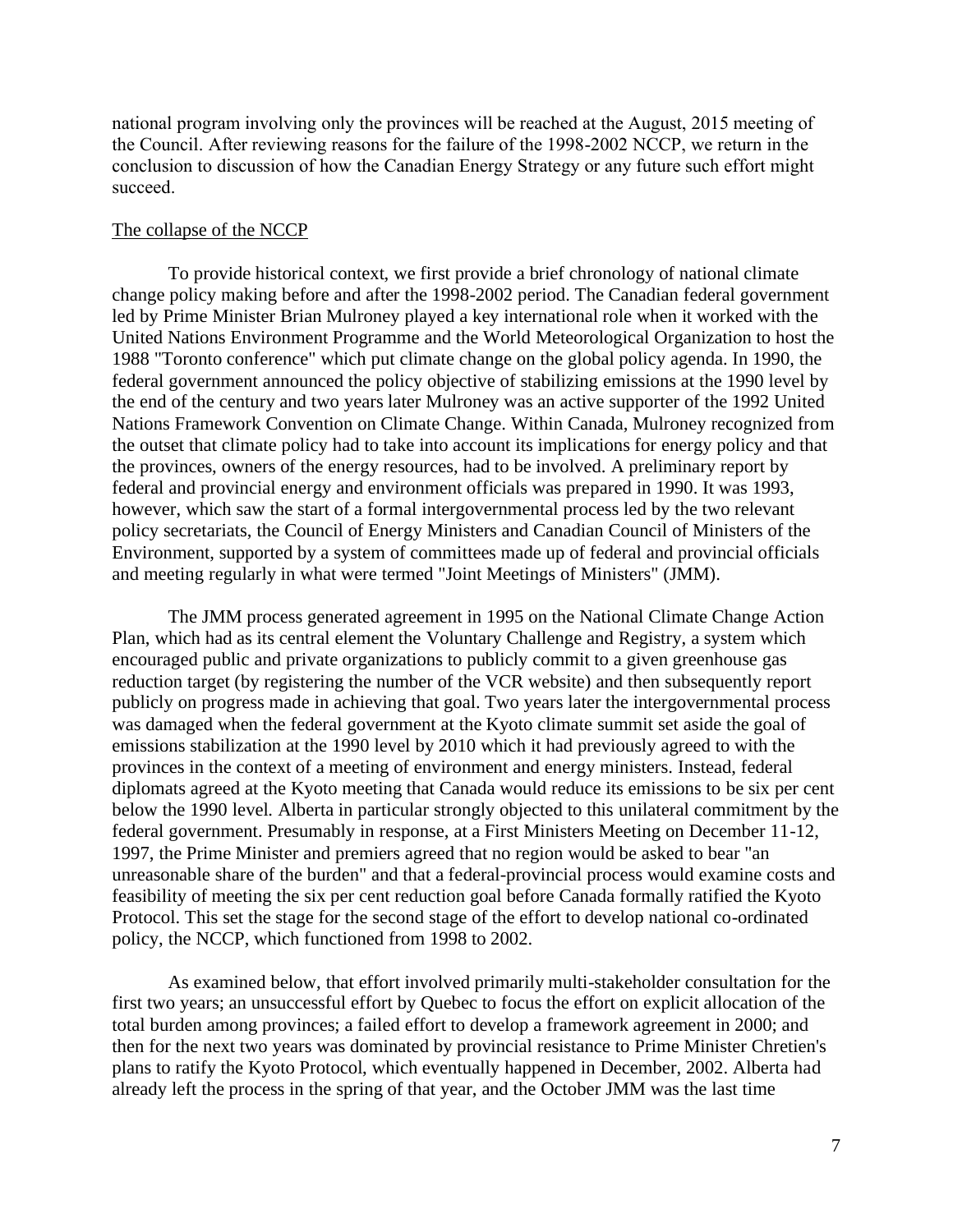national program involving only the provinces will be reached at the August, 2015 meeting of the Council. After reviewing reasons for the failure of the 1998-2002 NCCP, we return in the conclusion to discussion of how the Canadian Energy Strategy or any future such effort might succeed.

## The collapse of the NCCP

To provide historical context, we first provide a brief chronology of national climate change policy making before and after the 1998-2002 period. The Canadian federal government led by Prime Minister Brian Mulroney played a key international role when it worked with the United Nations Environment Programme and the World Meteorological Organization to host the 1988 "Toronto conference" which put climate change on the global policy agenda. In 1990, the federal government announced the policy objective of stabilizing emissions at the 1990 level by the end of the century and two years later Mulroney was an active supporter of the 1992 United Nations Framework Convention on Climate Change. Within Canada, Mulroney recognized from the outset that climate policy had to take into account its implications for energy policy and that the provinces, owners of the energy resources, had to be involved. A preliminary report by federal and provincial energy and environment officials was prepared in 1990. It was 1993, however, which saw the start of a formal intergovernmental process led by the two relevant policy secretariats, the Council of Energy Ministers and Canadian Council of Ministers of the Environment, supported by a system of committees made up of federal and provincial officials and meeting regularly in what were termed "Joint Meetings of Ministers" (JMM).

The JMM process generated agreement in 1995 on the National Climate Change Action Plan, which had as its central element the Voluntary Challenge and Registry, a system which encouraged public and private organizations to publicly commit to a given greenhouse gas reduction target (by registering the number of the VCR website) and then subsequently report publicly on progress made in achieving that goal. Two years later the intergovernmental process was damaged when the federal government at the Kyoto climate summit set aside the goal of emissions stabilization at the 1990 level by 2010 which it had previously agreed to with the provinces in the context of a meeting of environment and energy ministers. Instead, federal diplomats agreed at the Kyoto meeting that Canada would reduce its emissions to be six per cent below the 1990 level. Alberta in particular strongly objected to this unilateral commitment by the federal government. Presumably in response, at a First Ministers Meeting on December 11-12, 1997, the Prime Minister and premiers agreed that no region would be asked to bear "an unreasonable share of the burden" and that a federal-provincial process would examine costs and feasibility of meeting the six per cent reduction goal before Canada formally ratified the Kyoto Protocol. This set the stage for the second stage of the effort to develop national co-ordinated policy, the NCCP, which functioned from 1998 to 2002.

As examined below, that effort involved primarily multi-stakeholder consultation for the first two years; an unsuccessful effort by Quebec to focus the effort on explicit allocation of the total burden among provinces; a failed effort to develop a framework agreement in 2000; and then for the next two years was dominated by provincial resistance to Prime Minister Chretien's plans to ratify the Kyoto Protocol, which eventually happened in December, 2002. Alberta had already left the process in the spring of that year, and the October JMM was the last time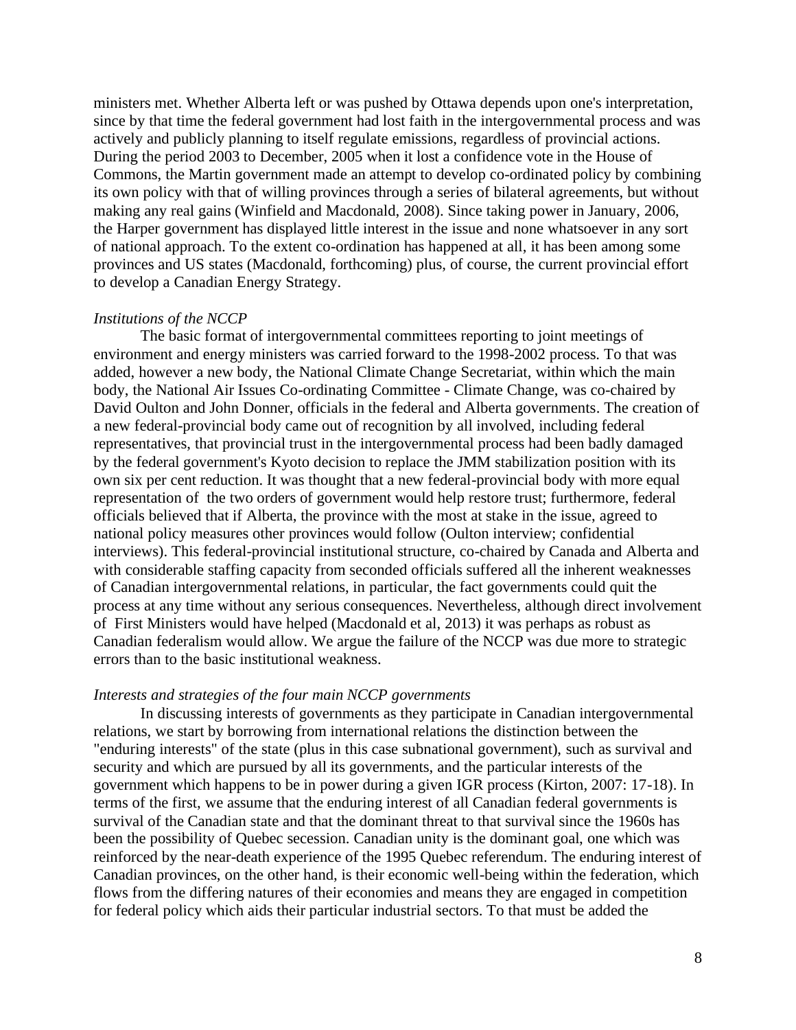ministers met. Whether Alberta left or was pushed by Ottawa depends upon one's interpretation, since by that time the federal government had lost faith in the intergovernmental process and was actively and publicly planning to itself regulate emissions, regardless of provincial actions. During the period 2003 to December, 2005 when it lost a confidence vote in the House of Commons, the Martin government made an attempt to develop co-ordinated policy by combining its own policy with that of willing provinces through a series of bilateral agreements, but without making any real gains (Winfield and Macdonald, 2008). Since taking power in January, 2006, the Harper government has displayed little interest in the issue and none whatsoever in any sort of national approach. To the extent co-ordination has happened at all, it has been among some provinces and US states (Macdonald, forthcoming) plus, of course, the current provincial effort to develop a Canadian Energy Strategy.

*Institutions of the NCCP*

The basic format of intergovernmental committees reporting to joint meetings of environment and energy ministers was carried forward to the 1998-2002 process. To that was added, however a new body, the National Climate Change Secretariat, within which the main body, the National Air Issues Co-ordinating Committee - Climate Change, was co-chaired by David Oulton and John Donner, officials in the federal and Alberta governments. The creation of a new federal-provincial body came out of recognition by all involved, including federal representatives, that provincial trust in the intergovernmental process had been badly damaged by the federal government's Kyoto decision to replace the JMM stabilization position with its own six per cent reduction. It was thought that a new federal-provincial body with more equal representation of the two orders of government would help restore trust; furthermore, federal officials believed that if Alberta, the province with the most at stake in the issue, agreed to national policy measures other provinces would follow (Oulton interview; confidential interviews). This federal-provincial institutional structure, co-chaired by Canada and Alberta and with considerable staffing capacity from seconded officials suffered all the inherent weaknesses of Canadian intergovernmental relations, in particular, the fact governments could quit the process at any time without any serious consequences. Nevertheless, although direct involvement of First Ministers would have helped (Macdonald et al, 2013) it was perhaps as robust as Canadian federalism would allow. We argue the failure of the NCCP was due more to strategic errors than to the basic institutional weakness.

*Interests and strategies of the four main NCCP governments*

In discussing interests of governments as they participate in Canadian intergovernmental relations, we start by borrowing from international relations the distinction between the "enduring interests" of the state (plus in this case subnational government), such as survival and security and which are pursued by all its governments, and the particular interests of the government which happens to be in power during a given IGR process (Kirton, 2007: 17-18). In terms of the first, we assume that the enduring interest of all Canadian federal governments is survival of the Canadian state and that the dominant threat to that survival since the 1960s has been the possibility of Quebec secession. Canadian unity is the dominant goal, one which was reinforced by the near-death experience of the 1995 Quebec referendum. The enduring interest of Canadian provinces, on the other hand, is their economic well-being within the federation, which flows from the differing natures of their economies and means they are engaged in competition for federal policy which aids their particular industrial sectors. To that must be added the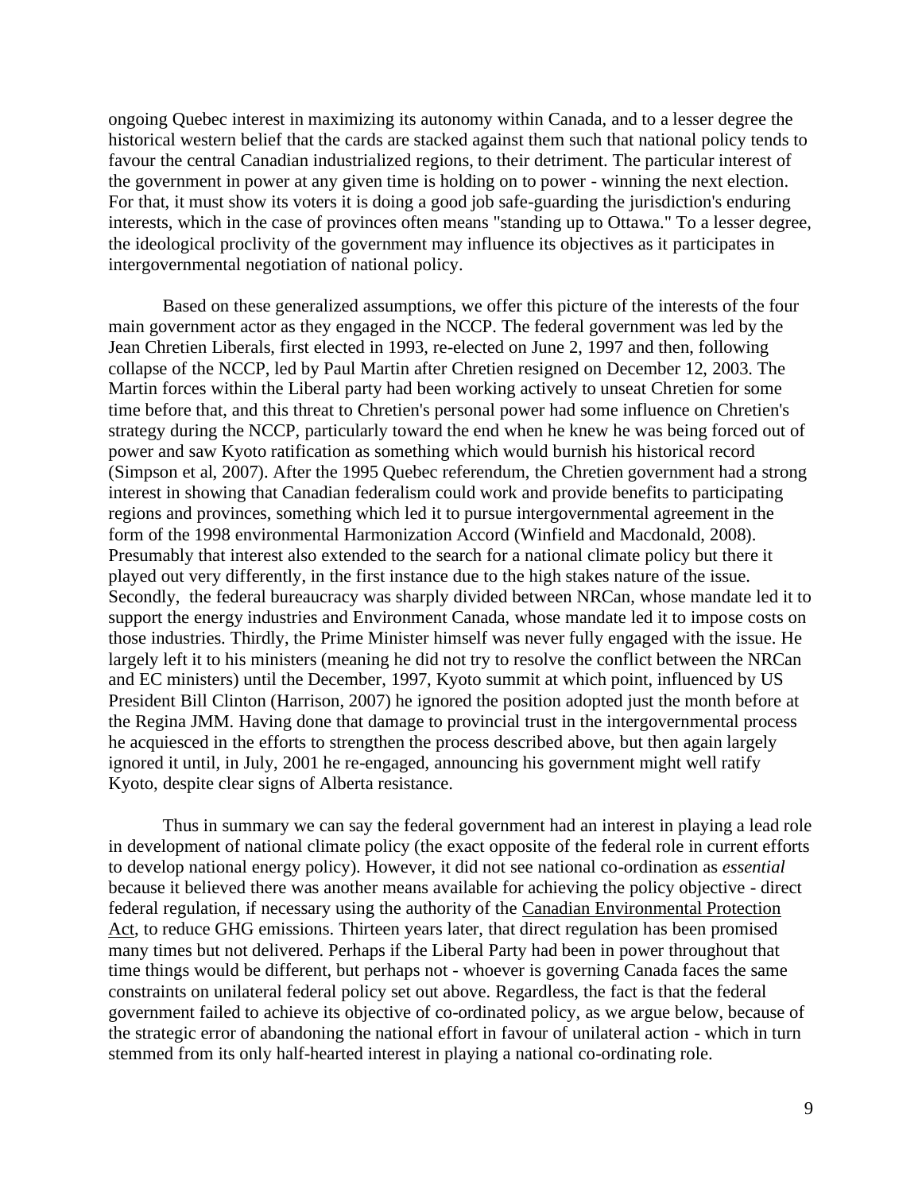ongoing Quebec interest in maximizing its autonomy within Canada, and to a lesser degree the historical western belief that the cards are stacked against them such that national policy tends to favour the central Canadian industrialized regions, to their detriment. The particular interest of the government in power at any given time is holding on to power - winning the next election. For that, it must show its voters it is doing a good job safe-guarding the jurisdiction's enduring interests, which in the case of provinces often means "standing up to Ottawa." To a lesser degree, the ideological proclivity of the government may influence its objectives as it participates in intergovernmental negotiation of national policy.

Based on these generalized assumptions, we offer this picture of the interests of the four main government actor as they engaged in the NCCP. The federal government was led by the Jean Chretien Liberals, first elected in 1993, re-elected on June 2, 1997 and then, following collapse of the NCCP, led by Paul Martin after Chretien resigned on December 12, 2003. The Martin forces within the Liberal party had been working actively to unseat Chretien for some time before that, and this threat to Chretien's personal power had some influence on Chretien's strategy during the NCCP, particularly toward the end when he knew he was being forced out of power and saw Kyoto ratification as something which would burnish his historical record (Simpson et al, 2007). After the 1995 Quebec referendum, the Chretien government had a strong interest in showing that Canadian federalism could work and provide benefits to participating regions and provinces, something which led it to pursue intergovernmental agreement in the form of the 1998 environmental Harmonization Accord (Winfield and Macdonald, 2008). Presumably that interest also extended to the search for a national climate policy but there it played out very differently, in the first instance due to the high stakes nature of the issue. Secondly, the federal bureaucracy was sharply divided between NRCan, whose mandate led it to support the energy industries and Environment Canada, whose mandate led it to impose costs on those industries. Thirdly, the Prime Minister himself was never fully engaged with the issue. He largely left it to his ministers (meaning he did not try to resolve the conflict between the NRCan and EC ministers) until the December, 1997, Kyoto summit at which point, influenced by US President Bill Clinton (Harrison, 2007) he ignored the position adopted just the month before at the Regina JMM. Having done that damage to provincial trust in the intergovernmental process he acquiesced in the efforts to strengthen the process described above, but then again largely ignored it until, in July, 2001 he re-engaged, announcing his government might well ratify Kyoto, despite clear signs of Alberta resistance.

Thus in summary we can say the federal government had an interest in playing a lead role in development of national climate policy (the exact opposite of the federal role in current efforts to develop national energy policy). However, it did not see national co-ordination as *essential* because it believed there was another means available for achieving the policy objective - direct federal regulation, if necessary using the authority of the Canadian Environmental Protection Act, to reduce GHG emissions. Thirteen years later, that direct regulation has been promised many times but not delivered. Perhaps if the Liberal Party had been in power throughout that time things would be different, but perhaps not - whoever is governing Canada faces the same constraints on unilateral federal policy set out above. Regardless, the fact is that the federal government failed to achieve its objective of co-ordinated policy, as we argue below, because of the strategic error of abandoning the national effort in favour of unilateral action - which in turn stemmed from its only half-hearted interest in playing a national co-ordinating role.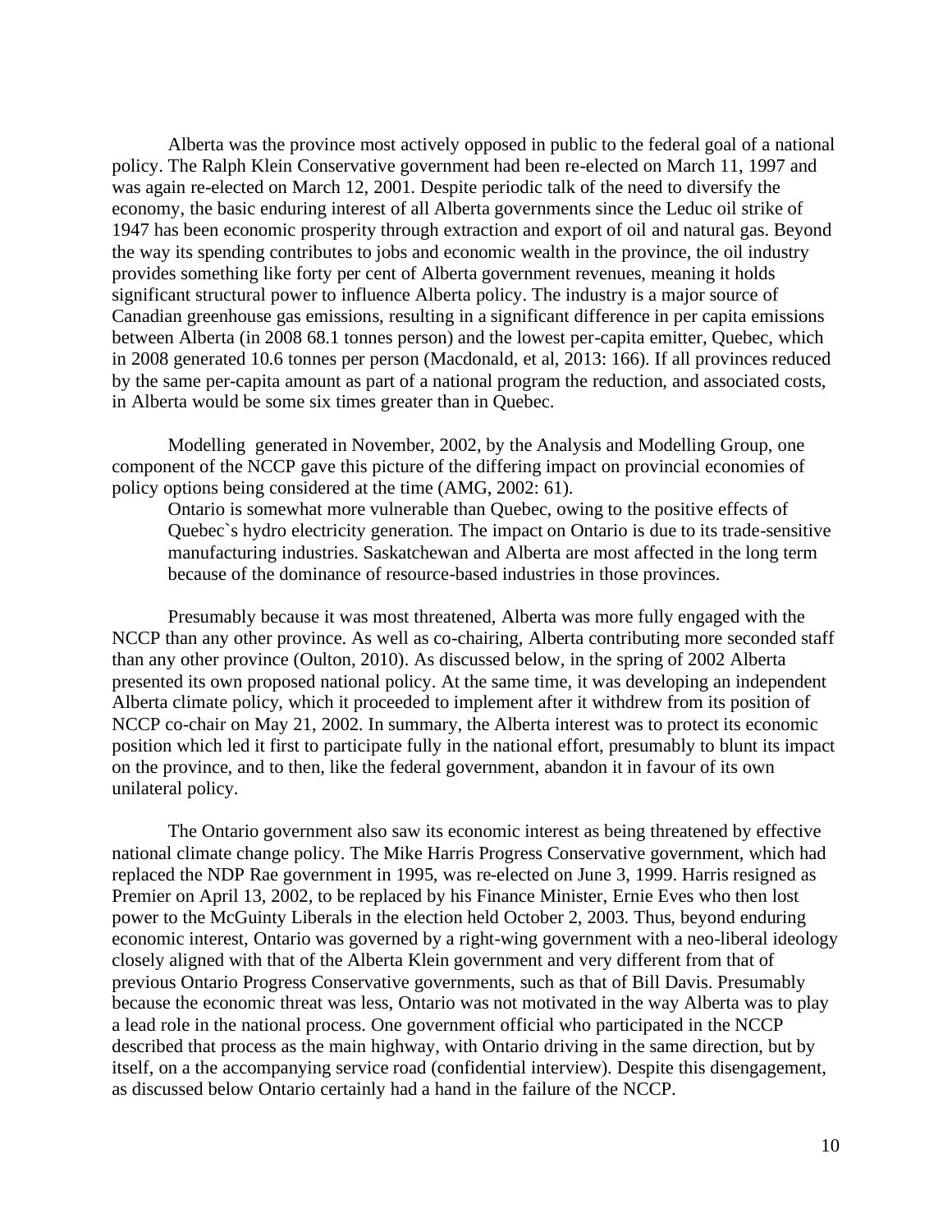Alberta was the province most actively opposed in public to the federal goal of a national policy. The Ralph Klein Conservative government had been re-elected on March 11, 1997 and was again re-elected on March 12, 2001. Despite periodic talk of the need to diversify the economy, the basic enduring interest of all Alberta governments since the Leduc oil strike of 1947 has been economic prosperity through extraction and export of oil and natural gas. Beyond the way its spending contributes to jobs and economic wealth in the province, the oil industry provides something like forty per cent of Alberta government revenues, meaning it holds significant structural power to influence Alberta policy. The industry is a major source of Canadian greenhouse gas emissions, resulting in a significant difference in per capita emissions between Alberta (in 2008 68.1 tonnes person) and the lowest per-capita emitter, Quebec, which in 2008 generated 10.6 tonnes per person (Macdonald, et al, 2013: 166). If all provinces reduced by the same per-capita amount as part of a national program the reduction, and associated costs, in Alberta would be some six times greater than in Quebec.

Modelling generated in November, 2002, by the Analysis and Modelling Group, one component of the NCCP gave this picture of the differing impact on provincial economies of policy options being considered at the time (AMG, 2002: 61).

> Ontario is somewhat more vulnerable than Quebec, owing to the positive effects of Quebec`s hydro electricity generation. The impact on Ontario is due to its trade-sensitive manufacturing industries. Saskatchewan and Alberta are most affected in the long term because of the dominance of resource-based industries in those provinces.

Presumably because it was most threatened, Alberta was more fully engaged with the NCCP than any other province. As well as co-chairing, Alberta contributing more seconded staff than any other province (Oulton, 2010). As discussed below, in the spring of 2002 Alberta presented its own proposed national policy. At the same time, it was developing an independent Alberta climate policy, which it proceeded to implement after it withdrew from its position of NCCP co-chair on May 21, 2002. In summary, the Alberta interest was to protect its economic position which led it first to participate fully in the national effort, presumably to blunt its impact on the province, and to then, like the federal government, abandon it in favour of its own unilateral policy.

The Ontario government also saw its economic interest as being threatened by effective national climate change policy. The Mike Harris Progress Conservative government, which had replaced the NDP Rae government in 1995, was re-elected on June 3, 1999. Harris resigned as Premier on April 13, 2002, to be replaced by his Finance Minister, Ernie Eves who then lost power to the McGuinty Liberals in the election held October 2, 2003. Thus, beyond enduring economic interest, Ontario was governed by a right-wing government with a neo-liberal ideology closely aligned with that of the Alberta Klein government and very different from that of previous Ontario Progress Conservative governments, such as that of Bill Davis. Presumably because the economic threat was less, Ontario was not motivated in the way Alberta was to play a lead role in the national process. One government official who participated in the NCCP described that process as the main highway, with Ontario driving in the same direction, but by itself, on a the accompanying service road (confidential interview). Despite this disengagement, as discussed below Ontario certainly had a hand in the failure of the NCCP.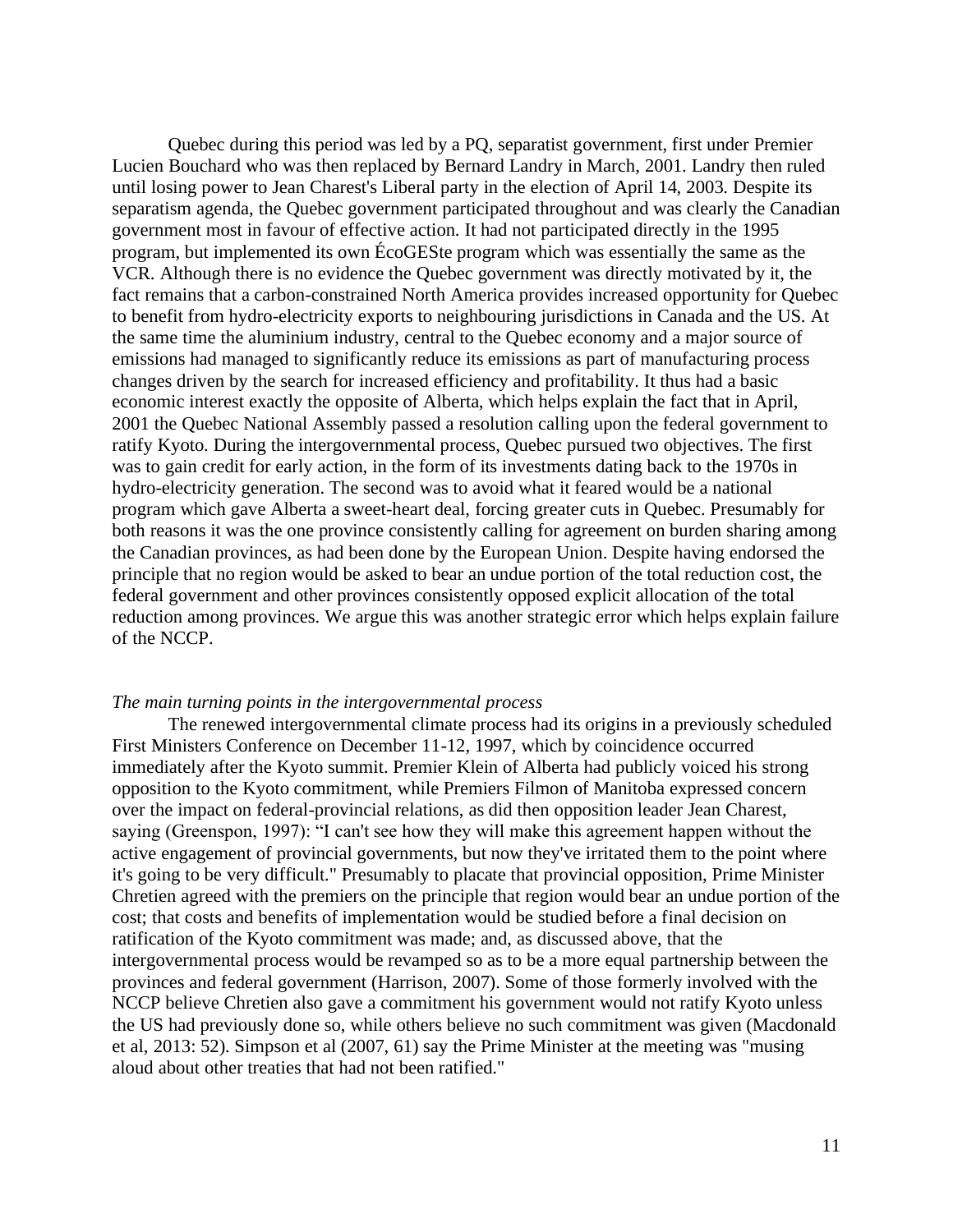Quebec during this period was led by a PQ, separatist government, first under Premier Lucien Bouchard who was then replaced by Bernard Landry in March, 2001. Landry then ruled until losing power to Jean Charest's Liberal party in the election of April 14, 2003. Despite its separatism agenda, the Quebec government participated throughout and was clearly the Canadian government most in favour of effective action. It had not participated directly in the 1995 program, but implemented its own ÉcoGESte program which was essentially the same as the VCR. Although there is no evidence the Quebec government was directly motivated by it, the fact remains that a carbon-constrained North America provides increased opportunity for Quebec to benefit from hydro-electricity exports to neighbouring jurisdictions in Canada and the US. At the same time the aluminium industry, central to the Quebec economy and a major source of emissions had managed to significantly reduce its emissions as part of manufacturing process changes driven by the search for increased efficiency and profitability. It thus had a basic economic interest exactly the opposite of Alberta, which helps explain the fact that in April, 2001 the Quebec National Assembly passed a resolution calling upon the federal government to ratify Kyoto. During the intergovernmental process, Quebec pursued two objectives. The first was to gain credit for early action, in the form of its investments dating back to the 1970s in hydro-electricity generation. The second was to avoid what it feared would be a national program which gave Alberta a sweet-heart deal, forcing greater cuts in Quebec. Presumably for both reasons it was the one province consistently calling for agreement on burden sharing among the Canadian provinces, as had been done by the European Union. Despite having endorsed the principle that no region would be asked to bear an undue portion of the total reduction cost, the federal government and other provinces consistently opposed explicit allocation of the total reduction among provinces. We argue this was another strategic error which helps explain failure of the NCCP.

*The main turning points in the intergovernmental process*

The renewed intergovernmental climate process had its origins in a previously scheduled First Ministers Conference on December 11-12, 1997, which by coincidence occurred immediately after the Kyoto summit. Premier Klein of Alberta had publicly voiced his strong opposition to the Kyoto commitment, while Premiers Filmon of Manitoba expressed concern over the impact on federal-provincial relations, as did then opposition leader Jean Charest, saying (Greenspon, 1997): "I can't see how they will make this agreement happen without the active engagement of provincial governments, but now they've irritated them to the point where it's going to be very difficult." Presumably to placate that provincial opposition, Prime Minister Chretien agreed with the premiers on the principle that region would bear an undue portion of the cost; that costs and benefits of implementation would be studied before a final decision on ratification of the Kyoto commitment was made; and, as discussed above, that the intergovernmental process would be revamped so as to be a more equal partnership between the provinces and federal government (Harrison, 2007). Some of those formerly involved with the NCCP believe Chretien also gave a commitment his government would not ratify Kyoto unless the US had previously done so, while others believe no such commitment was given (Macdonald et al, 2013: 52). Simpson et al (2007, 61) say the Prime Minister at the meeting was "musing aloud about other treaties that had not been ratified."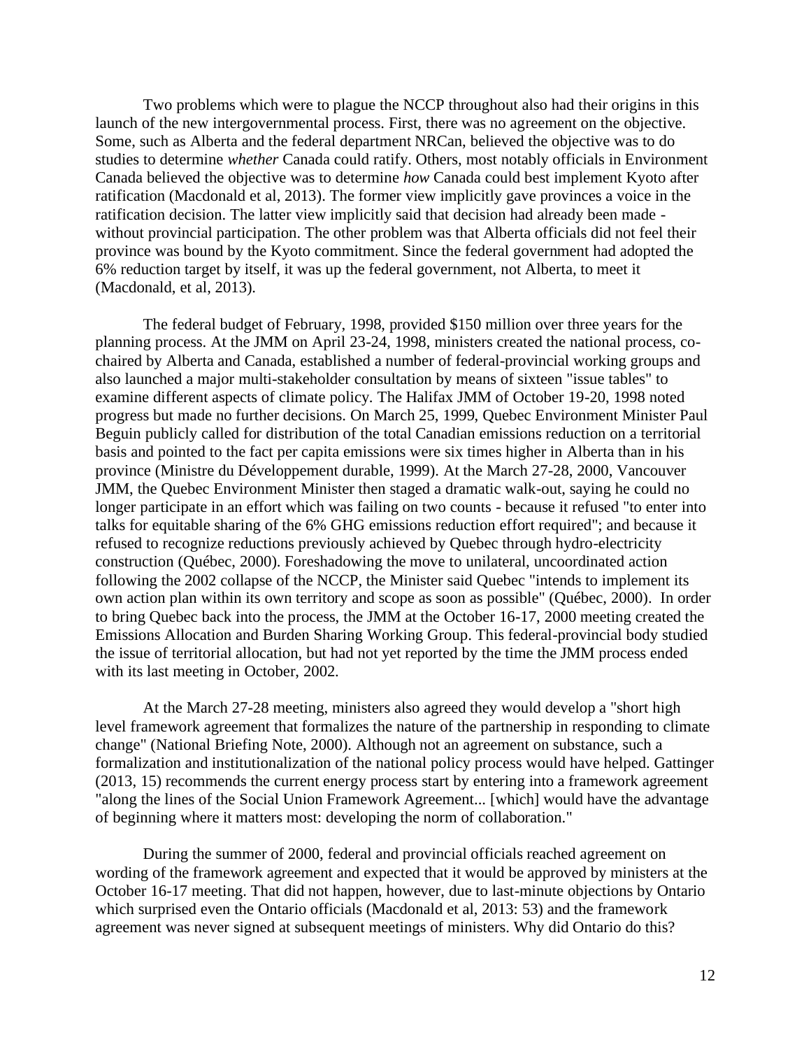Two problems which were to plague the NCCP throughout also had their origins in this launch of the new intergovernmental process. First, there was no agreement on the objective. Some, such as Alberta and the federal department NRCan, believed the objective was to do studies to determine *whether* Canada could ratify. Others, most notably officials in Environment Canada believed the objective was to determine *how* Canada could best implement Kyoto after ratification (Macdonald et al, 2013). The former view implicitly gave provinces a voice in the ratification decision. The latter view implicitly said that decision had already been made - without provincial participation. The other problem was that Alberta officials did not feel their province was bound by the Kyoto commitment. Since the federal government had adopted the 6% reduction target by itself, it was up the federal government, not Alberta, to meet it (Macdonald, et al, 2013).

The federal budget of February, 1998, provided $150 million over three years for the planning process. At the JMM on April 23-24, 1998, ministers created the national process, co-chaired by Alberta and Canada, established a number of federal-provincial working groups and also launched a major multi-stakeholder consultation by means of sixteen "issue tables" to examine different aspects of climate policy. The Halifax JMM of October 19-20, 1998 noted progress but made no further decisions. On March 25, 1999, Quebec Environment Minister Paul Beguin publicly called for distribution of the total Canadian emissions reduction on a territorial basis and pointed to the fact per capita emissions were six times higher in Alberta than in his province (Ministre du Développement durable, 1999). At the March 27-28, 2000, Vancouver JMM, the Quebec Environment Minister then staged a dramatic walk-out, saying he could no longer participate in an effort which was failing on two counts - because it refused "to enter into talks for equitable sharing of the 6% GHG emissions reduction effort required"; and because it refused to recognize reductions previously achieved by Quebec through hydro-electricity construction (Québec, 2000). Foreshadowing the move to unilateral, uncoordinated action following the 2002 collapse of the NCCP, the Minister said Quebec "intends to implement its own action plan within its own territory and scope as soon as possible" (Québec, 2000). In order to bring Quebec back into the process, the JMM at the October 16-17, 2000 meeting created the Emissions Allocation and Burden Sharing Working Group. This federal-provincial body studied the issue of territorial allocation, but had not yet reported by the time the JMM process ended with its last meeting in October, 2002.

At the March 27-28 meeting, ministers also agreed they would develop a "short high level framework agreement that formalizes the nature of the partnership in responding to climate change" (National Briefing Note, 2000). Although not an agreement on substance, such a formalization and institutionalization of the national policy process would have helped. Gattinger (2013, 15) recommends the current energy process start by entering into a framework agreement "along the lines of the Social Union Framework Agreement... [which] would have the advantage of beginning where it matters most: developing the norm of collaboration."

During the summer of 2000, federal and provincial officials reached agreement on wording of the framework agreement and expected that it would be approved by ministers at the October 16-17 meeting. That did not happen, however, due to last-minute objections by Ontario which surprised even the Ontario officials (Macdonald et al, 2013: 53) and the framework agreement was never signed at subsequent meetings of ministers. Why did Ontario do this?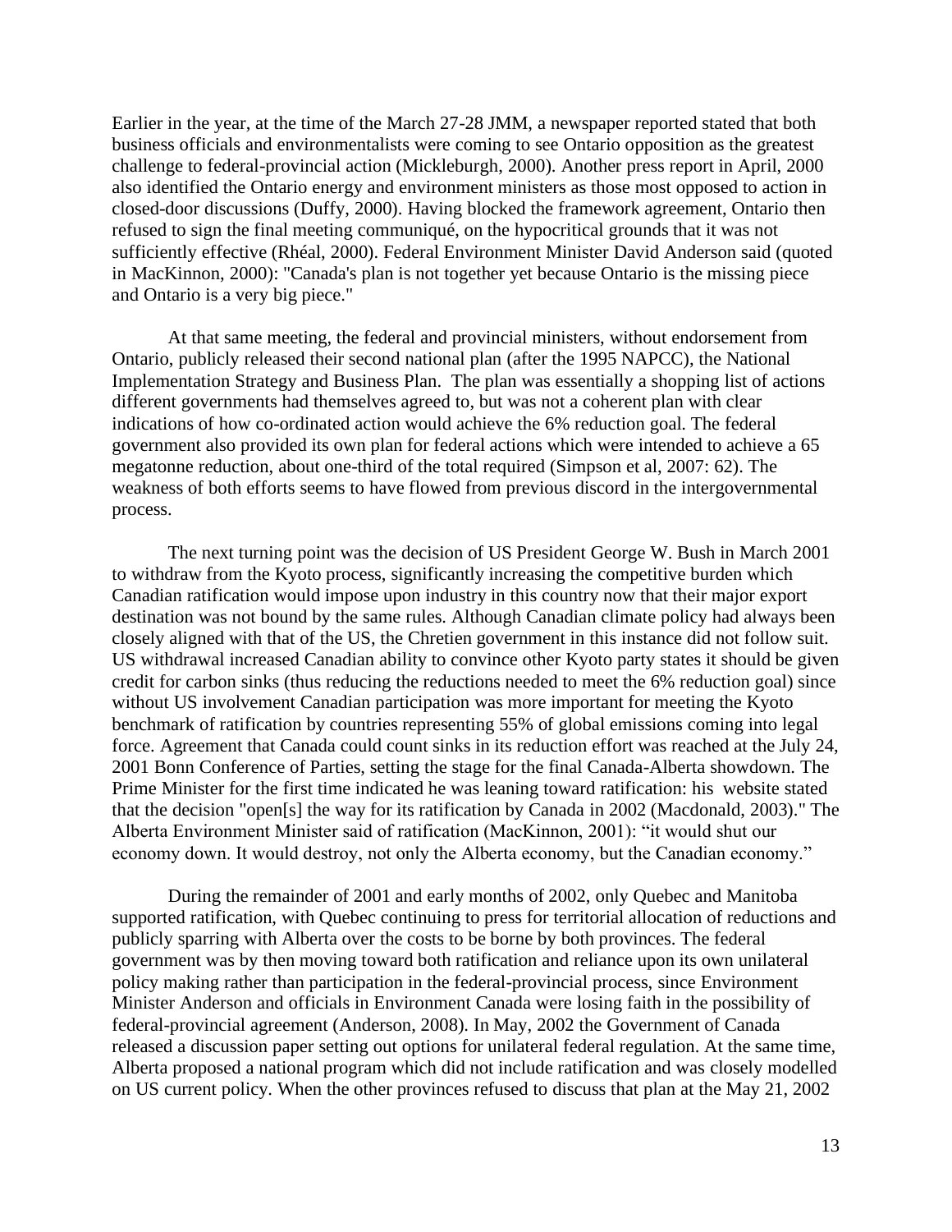Earlier in the year, at the time of the March 27-28 JMM, a newspaper reported stated that both business officials and environmentalists were coming to see Ontario opposition as the greatest challenge to federal-provincial action (Mickleburgh, 2000). Another press report in April, 2000 also identified the Ontario energy and environment ministers as those most opposed to action in closed-door discussions (Duffy, 2000). Having blocked the framework agreement, Ontario then refused to sign the final meeting communiqué, on the hypocritical grounds that it was not sufficiently effective (Rhéal, 2000). Federal Environment Minister David Anderson said (quoted in MacKinnon, 2000): "Canada's plan is not together yet because Ontario is the missing piece and Ontario is a very big piece."

At that same meeting, the federal and provincial ministers, without endorsement from Ontario, publicly released their second national plan (after the 1995 NAPCC), the National Implementation Strategy and Business Plan. The plan was essentially a shopping list of actions different governments had themselves agreed to, but was not a coherent plan with clear indications of how co-ordinated action would achieve the 6% reduction goal. The federal government also provided its own plan for federal actions which were intended to achieve a 65 megatonne reduction, about one-third of the total required (Simpson et al, 2007: 62). The weakness of both efforts seems to have flowed from previous discord in the intergovernmental process.

The next turning point was the decision of US President George W. Bush in March 2001 to withdraw from the Kyoto process, significantly increasing the competitive burden which Canadian ratification would impose upon industry in this country now that their major export destination was not bound by the same rules. Although Canadian climate policy had always been closely aligned with that of the US, the Chretien government in this instance did not follow suit. US withdrawal increased Canadian ability to convince other Kyoto party states it should be given credit for carbon sinks (thus reducing the reductions needed to meet the 6% reduction goal) since without US involvement Canadian participation was more important for meeting the Kyoto benchmark of ratification by countries representing 55% of global emissions coming into legal force. Agreement that Canada could count sinks in its reduction effort was reached at the July 24, 2001 Bonn Conference of Parties, setting the stage for the final Canada-Alberta showdown. The Prime Minister for the first time indicated he was leaning toward ratification: his website stated that the decision "open[s] the way for its ratification by Canada in 2002 (Macdonald, 2003)." The Alberta Environment Minister said of ratification (MacKinnon, 2001): "it would shut our economy down. It would destroy, not only the Alberta economy, but the Canadian economy."

During the remainder of 2001 and early months of 2002, only Quebec and Manitoba supported ratification, with Quebec continuing to press for territorial allocation of reductions and publicly sparring with Alberta over the costs to be borne by both provinces. The federal government was by then moving toward both ratification and reliance upon its own unilateral policy making rather than participation in the federal-provincial process, since Environment Minister Anderson and officials in Environment Canada were losing faith in the possibility of federal-provincial agreement (Anderson, 2008). In May, 2002 the Government of Canada released a discussion paper setting out options for unilateral federal regulation. At the same time, Alberta proposed a national program which did not include ratification and was closely modelled on US current policy. When the other provinces refused to discuss that plan at the May 21, 2002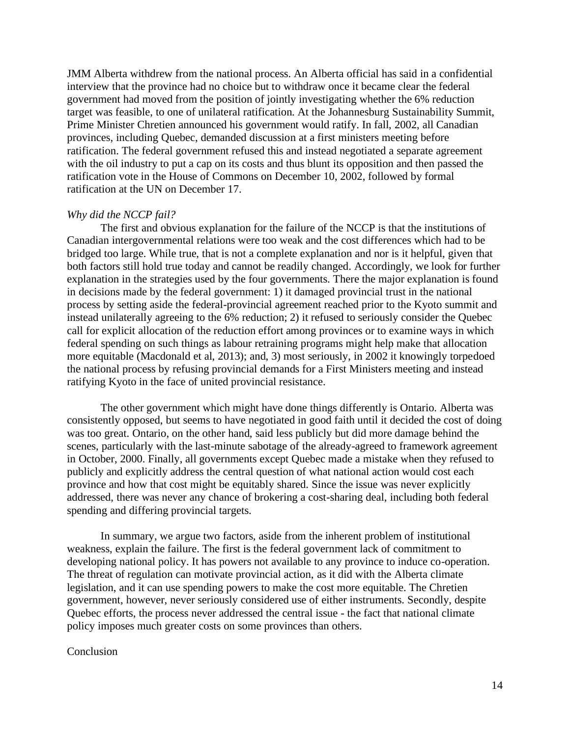JMM Alberta withdrew from the national process. An Alberta official has said in a confidential interview that the province had no choice but to withdraw once it became clear the federal government had moved from the position of jointly investigating whether the 6% reduction target was feasible, to one of unilateral ratification. At the Johannesburg Sustainability Summit, Prime Minister Chretien announced his government would ratify. In fall, 2002, all Canadian provinces, including Quebec, demanded discussion at a first ministers meeting before ratification. The federal government refused this and instead negotiated a separate agreement with the oil industry to put a cap on its costs and thus blunt its opposition and then passed the ratification vote in the House of Commons on December 10, 2002, followed by formal ratification at the UN on December 17.

*Why did the NCCP fail?*

The first and obvious explanation for the failure of the NCCP is that the institutions of Canadian intergovernmental relations were too weak and the cost differences which had to be bridged too large. While true, that is not a complete explanation and nor is it helpful, given that both factors still hold true today and cannot be readily changed. Accordingly, we look for further explanation in the strategies used by the four governments. There the major explanation is found in decisions made by the federal government: 1) it damaged provincial trust in the national process by setting aside the federal-provincial agreement reached prior to the Kyoto summit and instead unilaterally agreeing to the 6% reduction; 2) it refused to seriously consider the Quebec call for explicit allocation of the reduction effort among provinces or to examine ways in which federal spending on such things as labour retraining programs might help make that allocation more equitable (Macdonald et al, 2013); and, 3) most seriously, in 2002 it knowingly torpedoed the national process by refusing provincial demands for a First Ministers meeting and instead ratifying Kyoto in the face of united provincial resistance.

The other government which might have done things differently is Ontario. Alberta was consistently opposed, but seems to have negotiated in good faith until it decided the cost of doing was too great. Ontario, on the other hand, said less publicly but did more damage behind the scenes, particularly with the last-minute sabotage of the already-agreed to framework agreement in October, 2000. Finally, all governments except Quebec made a mistake when they refused to publicly and explicitly address the central question of what national action would cost each province and how that cost might be equitably shared. Since the issue was never explicitly addressed, there was never any chance of brokering a cost-sharing deal, including both federal spending and differing provincial targets.

In summary, we argue two factors, aside from the inherent problem of institutional weakness, explain the failure. The first is the federal government lack of commitment to developing national policy. It has powers not available to any province to induce co-operation. The threat of regulation can motivate provincial action, as it did with the Alberta climate legislation, and it can use spending powers to make the cost more equitable. The Chretien government, however, never seriously considered use of either instruments. Secondly, despite Quebec efforts, the process never addressed the central issue - the fact that national climate policy imposes much greater costs on some provinces than others.

## Conclusion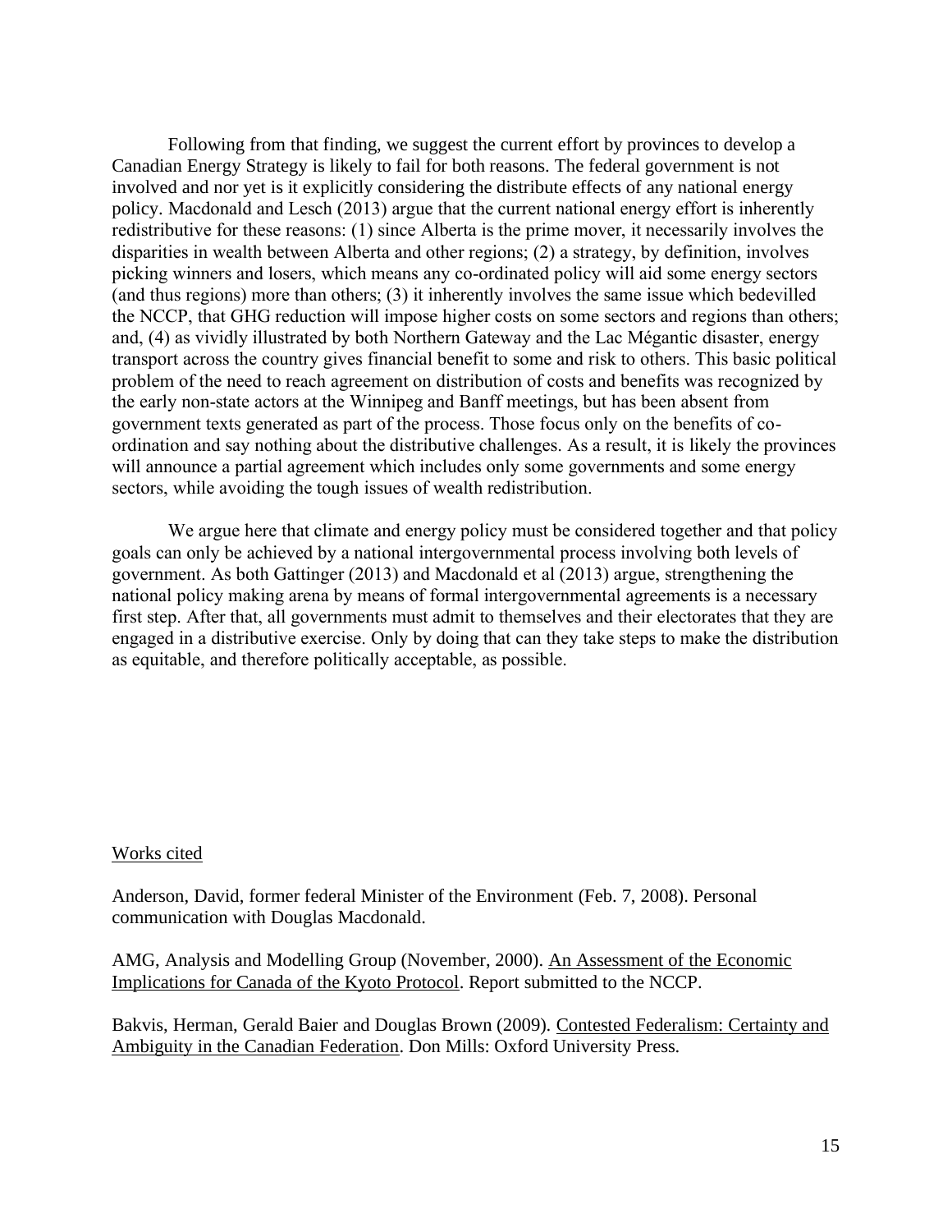Following from that finding, we suggest the current effort by provinces to develop a Canadian Energy Strategy is likely to fail for both reasons. The federal government is not involved and nor yet is it explicitly considering the distribute effects of any national energy policy. Macdonald and Lesch (2013) argue that the current national energy effort is inherently redistributive for these reasons: (1) since Alberta is the prime mover, it necessarily involves the disparities in wealth between Alberta and other regions; (2) a strategy, by definition, involves picking winners and losers, which means any co-ordinated policy will aid some energy sectors (and thus regions) more than others; (3) it inherently involves the same issue which bedevilled the NCCP, that GHG reduction will impose higher costs on some sectors and regions than others; and, (4) as vividly illustrated by both Northern Gateway and the Lac Mégantic disaster, energy transport across the country gives financial benefit to some and risk to others. This basic political problem of the need to reach agreement on distribution of costs and benefits was recognized by the early non-state actors at the Winnipeg and Banff meetings, but has been absent from government texts generated as part of the process. Those focus only on the benefits of co-ordination and say nothing about the distributive challenges. As a result, it is likely the provinces will announce a partial agreement which includes only some governments and some energy sectors, while avoiding the tough issues of wealth redistribution.

We argue here that climate and energy policy must be considered together and that policy goals can only be achieved by a national intergovernmental process involving both levels of government. As both Gattinger (2013) and Macdonald et al (2013) argue, strengthening the national policy making arena by means of formal intergovernmental agreements is a necessary first step. After that, all governments must admit to themselves and their electorates that they are engaged in a distributive exercise. Only by doing that can they take steps to make the distribution as equitable, and therefore politically acceptable, as possible.

## Works cited

Anderson, David, former federal Minister of the Environment (Feb. 7, 2008). Personal communication with Douglas Macdonald.

AMG, Analysis and Modelling Group (November, 2000). An Assessment of the Economic Implications for Canada of the Kyoto Protocol. Report submitted to the NCCP.

Bakvis, Herman, Gerald Baier and Douglas Brown (2009). Contested Federalism: Certainty and Ambiguity in the Canadian Federation. Don Mills: Oxford University Press.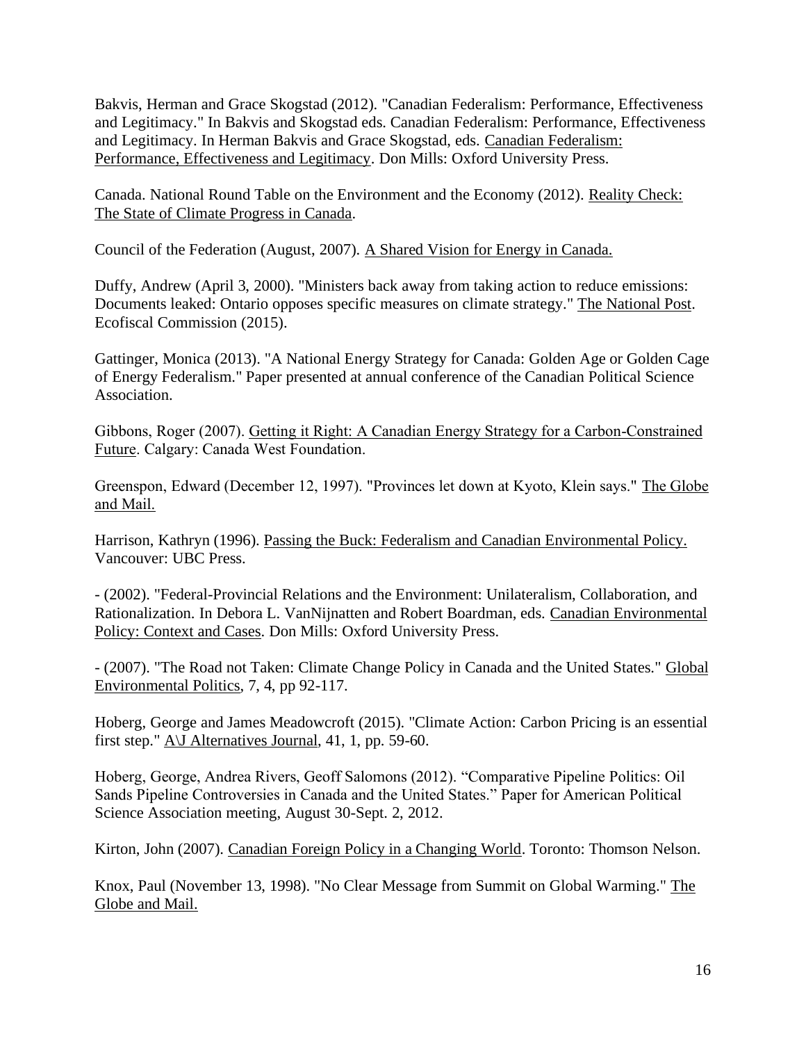Bakvis, Herman and Grace Skogstad (2012). "Canadian Federalism: Performance, Effectiveness and Legitimacy." In Bakvis and Skogstad eds. Canadian Federalism: Performance, Effectiveness and Legitimacy. In Herman Bakvis and Grace Skogstad, eds. Canadian Federalism: Performance, Effectiveness and Legitimacy. Don Mills: Oxford University Press.

Canada. National Round Table on the Environment and the Economy (2012). Reality Check: The State of Climate Progress in Canada.

Council of the Federation (August, 2007). A Shared Vision for Energy in Canada.

Duffy, Andrew (April 3, 2000). "Ministers back away from taking action to reduce emissions: Documents leaked: Ontario opposes specific measures on climate strategy." The National Post. Ecofiscal Commission (2015).

Gattinger, Monica (2013). "A National Energy Strategy for Canada: Golden Age or Golden Cage of Energy Federalism." Paper presented at annual conference of the Canadian Political Science Association.

Gibbons, Roger (2007). Getting it Right: A Canadian Energy Strategy for a Carbon-Constrained Future. Calgary: Canada West Foundation.

Greenspon, Edward (December 12, 1997). "Provinces let down at Kyoto, Klein says." The Globe and Mail.

Harrison, Kathryn (1996). Passing the Buck: Federalism and Canadian Environmental Policy. Vancouver: UBC Press.

- (2002). "Federal-Provincial Relations and the Environment: Unilateralism, Collaboration, and Rationalization. In Debora L. VanNijnatten and Robert Boardman, eds. Canadian Environmental Policy: Context and Cases. Don Mills: Oxford University Press.

- (2007). "The Road not Taken: Climate Change Policy in Canada and the United States." Global Environmental Politics, 7, 4, pp 92-117.

Hoberg, George and James Meadowcroft (2015). "Climate Action: Carbon Pricing is an essential first step." A\J Alternatives Journal, 41, 1, pp. 59-60.

Hoberg, George, Andrea Rivers, Geoff Salomons (2012). "Comparative Pipeline Politics: Oil Sands Pipeline Controversies in Canada and the United States." Paper for American Political Science Association meeting, August 30-Sept. 2, 2012.

Kirton, John (2007). Canadian Foreign Policy in a Changing World. Toronto: Thomson Nelson.

Knox, Paul (November 13, 1998). "No Clear Message from Summit on Global Warming." The Globe and Mail.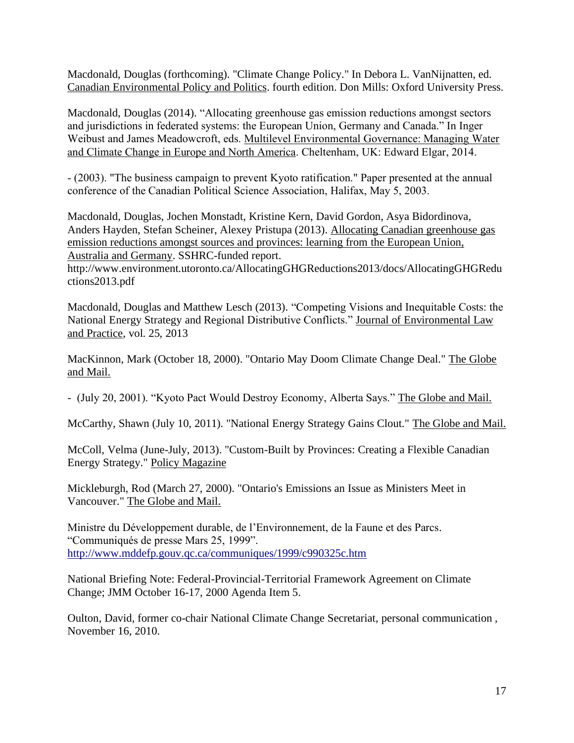Macdonald, Douglas (forthcoming). "Climate Change Policy." In Debora L. VanNijnatten, ed. Canadian Environmental Policy and Politics. fourth edition. Don Mills: Oxford University Press.

Macdonald, Douglas (2014). "Allocating greenhouse gas emission reductions amongst sectors and jurisdictions in federated systems: the European Union, Germany and Canada." In Inger Weibust and James Meadowcroft, eds. Multilevel Environmental Governance: Managing Water and Climate Change in Europe and North America. Cheltenham, UK: Edward Elgar, 2014.

- (2003). "The business campaign to prevent Kyoto ratification." Paper presented at the annual conference of the Canadian Political Science Association, Halifax, May 5, 2003.

Macdonald, Douglas, Jochen Monstadt, Kristine Kern, David Gordon, Asya Bidordinova, Anders Hayden, Stefan Scheiner, Alexey Pristupa (2013). Allocating Canadian greenhouse gas emission reductions amongst sources and provinces: learning from the European Union, Australia and Germany. SSHRC-funded report. http://www.environment.utoronto.ca/AllocatingGHGReductions2013/docs/AllocatingGHGReductions2013.pdf

Macdonald, Douglas and Matthew Lesch (2013). "Competing Visions and Inequitable Costs: the National Energy Strategy and Regional Distributive Conflicts." Journal of Environmental Law and Practice, vol. 25, 2013

MacKinnon, Mark (October 18, 2000). "Ontario May Doom Climate Change Deal." The Globe and Mail.

- (July 20, 2001). "Kyoto Pact Would Destroy Economy, Alberta Says." The Globe and Mail.

McCarthy, Shawn (July 10, 2011). "National Energy Strategy Gains Clout." The Globe and Mail.

McColl, Velma (June-July, 2013). "Custom-Built by Provinces: Creating a Flexible Canadian Energy Strategy." Policy Magazine

Mickleburgh, Rod (March 27, 2000). "Ontario's Emissions an Issue as Ministers Meet in Vancouver." The Globe and Mail.

Ministre du Développement durable, de l'Environnement, de la Faune et des Parcs. "Communiqués de presse Mars 25, 1999". http://www.mddefp.gouv.qc.ca/communiques/1999/c990325c.htm

National Briefing Note: Federal-Provincial-Territorial Framework Agreement on Climate Change; JMM October 16-17, 2000 Agenda Item 5.

Oulton, David, former co-chair National Climate Change Secretariat, personal communication , November 16, 2010.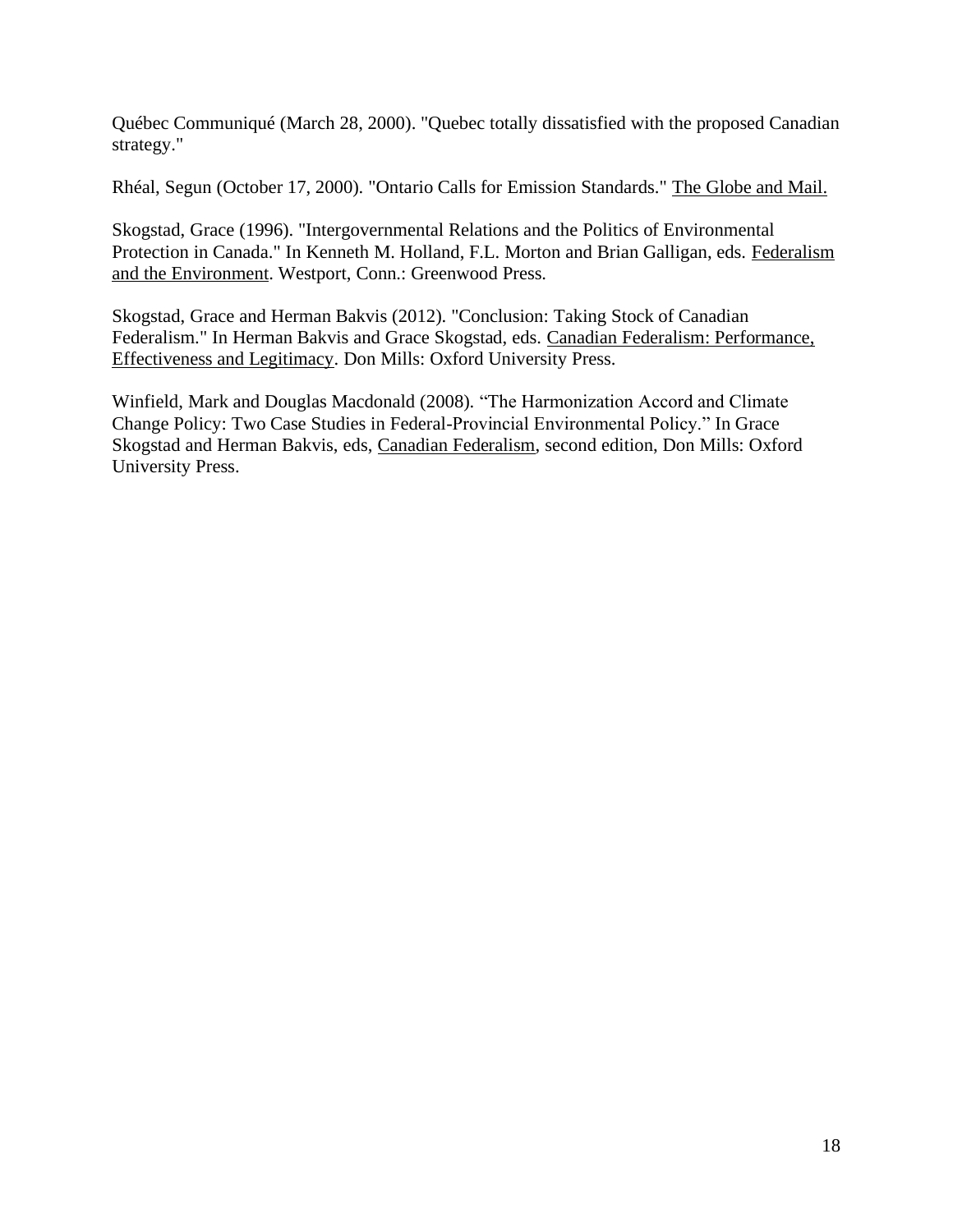Québec Communiqué (March 28, 2000). "Quebec totally dissatisfied with the proposed Canadian strategy."

Rhéal, Segun (October 17, 2000). "Ontario Calls for Emission Standards." The Globe and Mail.

Skogstad, Grace (1996). "Intergovernmental Relations and the Politics of Environmental Protection in Canada." In Kenneth M. Holland, F.L. Morton and Brian Galligan, eds. Federalism and the Environment. Westport, Conn.: Greenwood Press.

Skogstad, Grace and Herman Bakvis (2012). "Conclusion: Taking Stock of Canadian Federalism." In Herman Bakvis and Grace Skogstad, eds. Canadian Federalism: Performance, Effectiveness and Legitimacy. Don Mills: Oxford University Press.

Winfield, Mark and Douglas Macdonald (2008). "The Harmonization Accord and Climate Change Policy: Two Case Studies in Federal-Provincial Environmental Policy." In Grace Skogstad and Herman Bakvis, eds, Canadian Federalism, second edition, Don Mills: Oxford University Press.